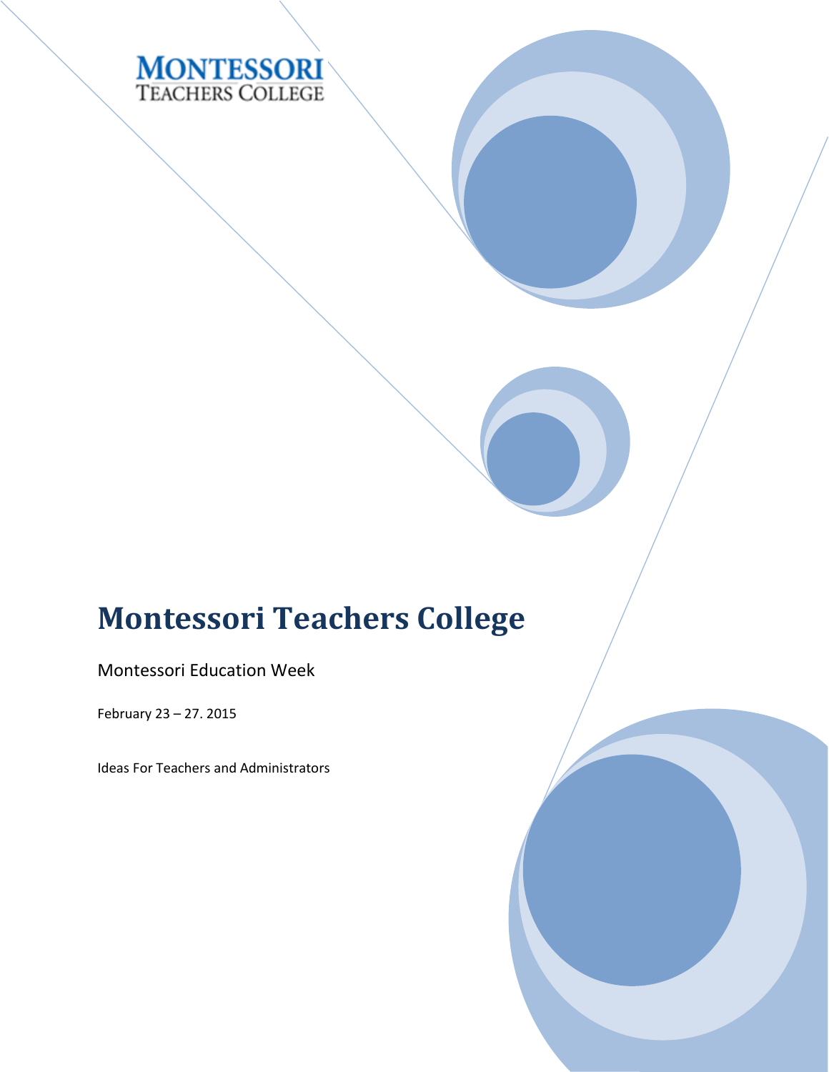MONTESSORI
TEACHERS COLLEGE

# Montessori Teachers College

Montessori Education Week

February 23 – 27. 2015

Ideas For Teachers and Administrators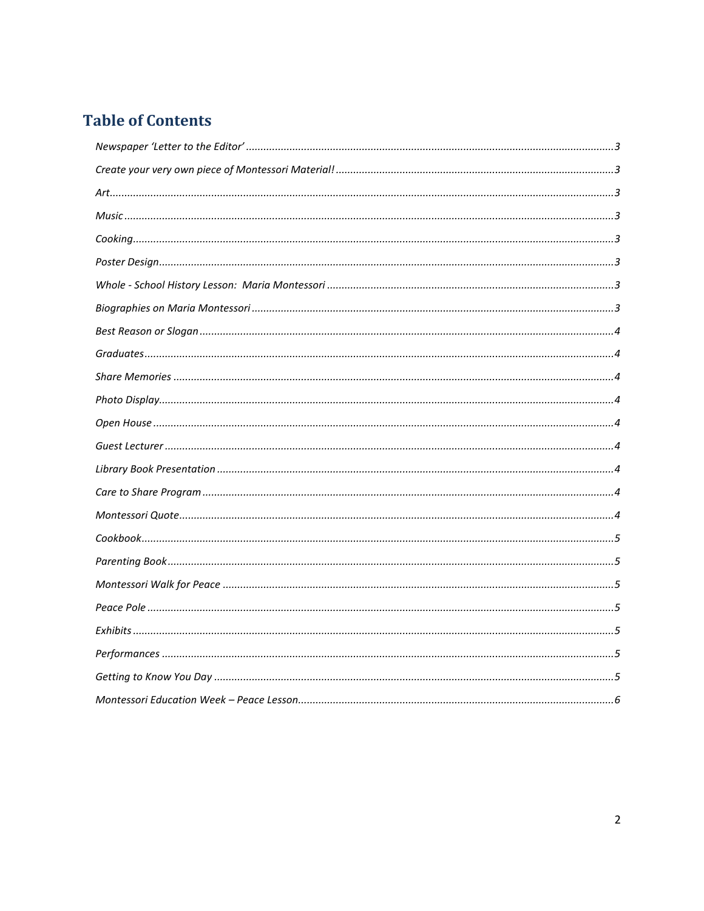## Table of Contents

*Newspaper 'Letter to the Editor'* ............ 3

*Create your very own piece of Montessori Material!* ............ 3

*Art* ............ 3

*Music* ............ 3

*Cooking* ............ 3

*Poster Design* ............ 3

*Whole - School History Lesson: Maria Montessori* ............ 3

*Biographies on Maria Montessori* ............ 3

*Best Reason or Slogan* ............ 4

*Graduates* ............ 4

*Share Memories* ............ 4

*Photo Display* ............ 4

*Open House* ............ 4

*Guest Lecturer* ............ 4

*Library Book Presentation* ............ 4

*Care to Share Program* ............ 4

*Montessori Quote* ............ 4

*Cookbook* ............ 5

*Parenting Book* ............ 5

*Montessori Walk for Peace* ............ 5

*Peace Pole* ............ 5

*Exhibits* ............ 5

*Performances* ............ 5

*Getting to Know You Day* ............ 5

*Montessori Education Week – Peace Lesson* ............ 6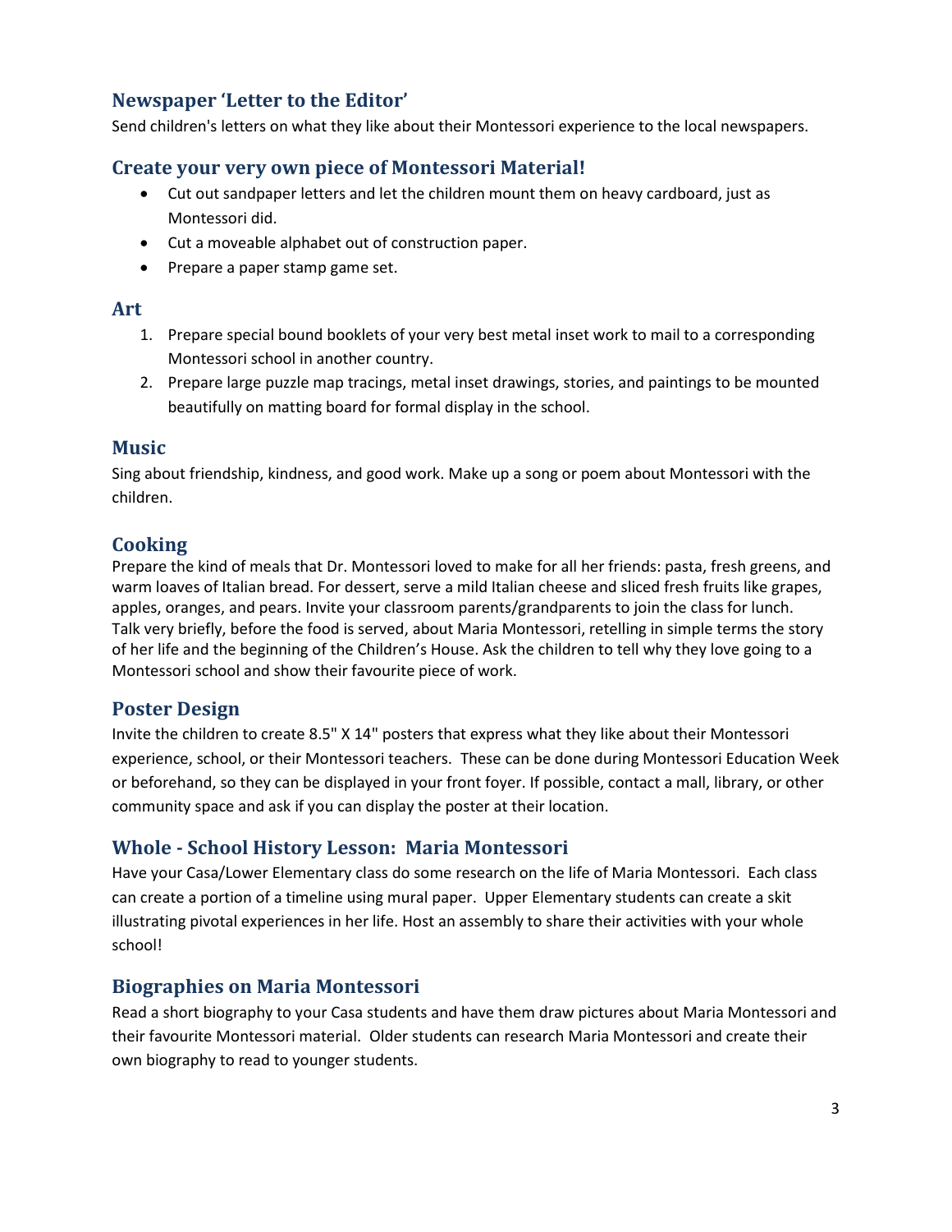## Newspaper 'Letter to the Editor'

Send children's letters on what they like about their Montessori experience to the local newspapers.

## Create your very own piece of Montessori Material!

- Cut out sandpaper letters and let the children mount them on heavy cardboard, just as Montessori did.
- Cut a moveable alphabet out of construction paper.
- Prepare a paper stamp game set.

## Art

1. Prepare special bound booklets of your very best metal inset work to mail to a corresponding Montessori school in another country.
2. Prepare large puzzle map tracings, metal inset drawings, stories, and paintings to be mounted beautifully on matting board for formal display in the school.

## Music

Sing about friendship, kindness, and good work. Make up a song or poem about Montessori with the children.

## Cooking

Prepare the kind of meals that Dr. Montessori loved to make for all her friends: pasta, fresh greens, and warm loaves of Italian bread. For dessert, serve a mild Italian cheese and sliced fresh fruits like grapes, apples, oranges, and pears. Invite your classroom parents/grandparents to join the class for lunch. Talk very briefly, before the food is served, about Maria Montessori, retelling in simple terms the story of her life and the beginning of the Children's House. Ask the children to tell why they love going to a Montessori school and show their favourite piece of work.

## Poster Design

Invite the children to create 8.5" X 14" posters that express what they like about their Montessori experience, school, or their Montessori teachers. These can be done during Montessori Education Week or beforehand, so they can be displayed in your front foyer. If possible, contact a mall, library, or other community space and ask if you can display the poster at their location.

## Whole - School History Lesson: Maria Montessori

Have your Casa/Lower Elementary class do some research on the life of Maria Montessori. Each class can create a portion of a timeline using mural paper. Upper Elementary students can create a skit illustrating pivotal experiences in her life. Host an assembly to share their activities with your whole school!

## Biographies on Maria Montessori

Read a short biography to your Casa students and have them draw pictures about Maria Montessori and their favourite Montessori material. Older students can research Maria Montessori and create their own biography to read to younger students.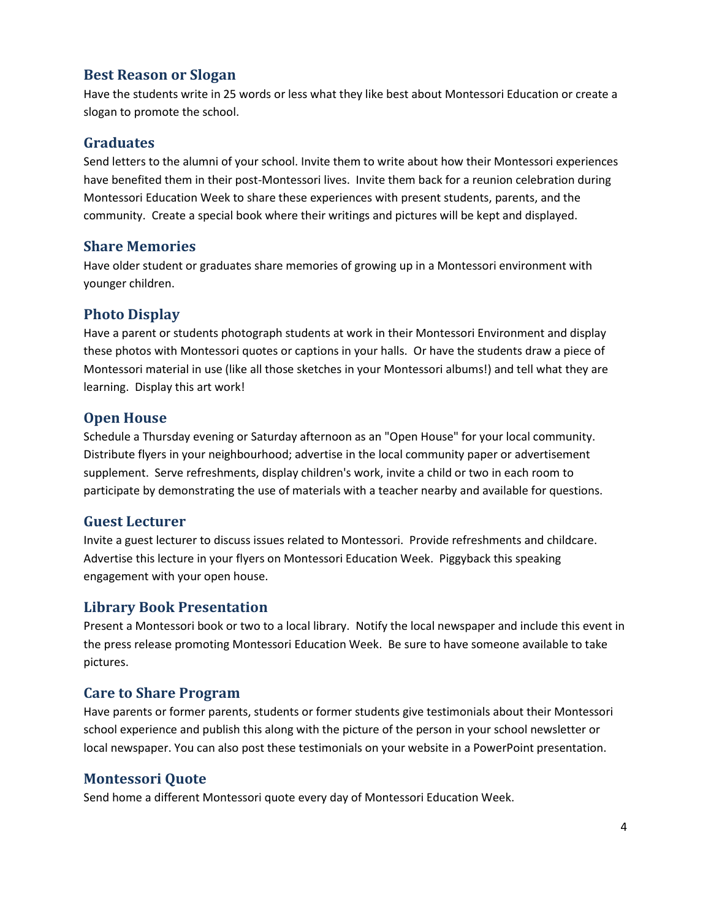## Best Reason or Slogan

Have the students write in 25 words or less what they like best about Montessori Education or create a slogan to promote the school.

## Graduates

Send letters to the alumni of your school. Invite them to write about how their Montessori experiences have benefited them in their post-Montessori lives. Invite them back for a reunion celebration during Montessori Education Week to share these experiences with present students, parents, and the community. Create a special book where their writings and pictures will be kept and displayed.

## Share Memories

Have older student or graduates share memories of growing up in a Montessori environment with younger children.

## Photo Display

Have a parent or students photograph students at work in their Montessori Environment and display these photos with Montessori quotes or captions in your halls. Or have the students draw a piece of Montessori material in use (like all those sketches in your Montessori albums!) and tell what they are learning. Display this art work!

## Open House

Schedule a Thursday evening or Saturday afternoon as an "Open House" for your local community. Distribute flyers in your neighbourhood; advertise in the local community paper or advertisement supplement. Serve refreshments, display children's work, invite a child or two in each room to participate by demonstrating the use of materials with a teacher nearby and available for questions.

## Guest Lecturer

Invite a guest lecturer to discuss issues related to Montessori. Provide refreshments and childcare. Advertise this lecture in your flyers on Montessori Education Week. Piggyback this speaking engagement with your open house.

## Library Book Presentation

Present a Montessori book or two to a local library. Notify the local newspaper and include this event in the press release promoting Montessori Education Week. Be sure to have someone available to take pictures.

## Care to Share Program

Have parents or former parents, students or former students give testimonials about their Montessori school experience and publish this along with the picture of the person in your school newsletter or local newspaper. You can also post these testimonials on your website in a PowerPoint presentation.

## Montessori Quote

Send home a different Montessori quote every day of Montessori Education Week.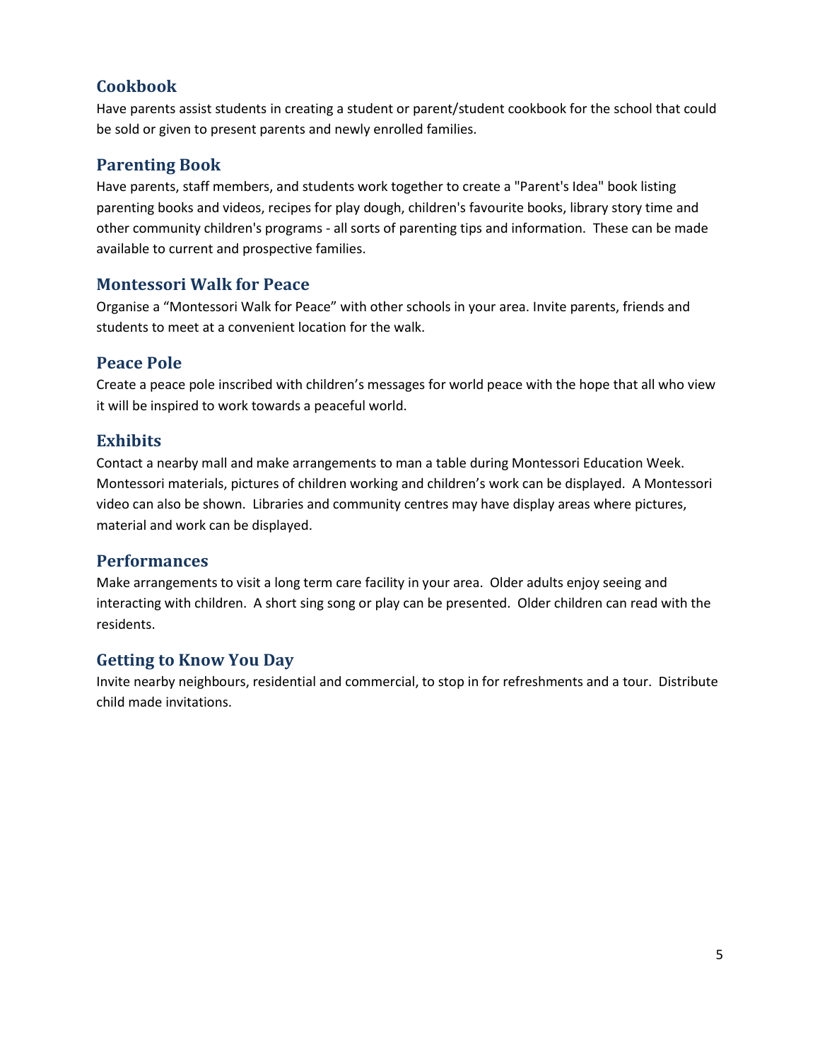## Cookbook

Have parents assist students in creating a student or parent/student cookbook for the school that could be sold or given to present parents and newly enrolled families.

## Parenting Book

Have parents, staff members, and students work together to create a "Parent's Idea" book listing parenting books and videos, recipes for play dough, children's favourite books, library story time and other community children's programs - all sorts of parenting tips and information. These can be made available to current and prospective families.

## Montessori Walk for Peace

Organise a “Montessori Walk for Peace” with other schools in your area. Invite parents, friends and students to meet at a convenient location for the walk.

## Peace Pole

Create a peace pole inscribed with children’s messages for world peace with the hope that all who view it will be inspired to work towards a peaceful world.

## Exhibits

Contact a nearby mall and make arrangements to man a table during Montessori Education Week. Montessori materials, pictures of children working and children’s work can be displayed. A Montessori video can also be shown. Libraries and community centres may have display areas where pictures, material and work can be displayed.

## Performances

Make arrangements to visit a long term care facility in your area. Older adults enjoy seeing and interacting with children. A short sing song or play can be presented. Older children can read with the residents.

## Getting to Know You Day

Invite nearby neighbours, residential and commercial, to stop in for refreshments and a tour. Distribute child made invitations.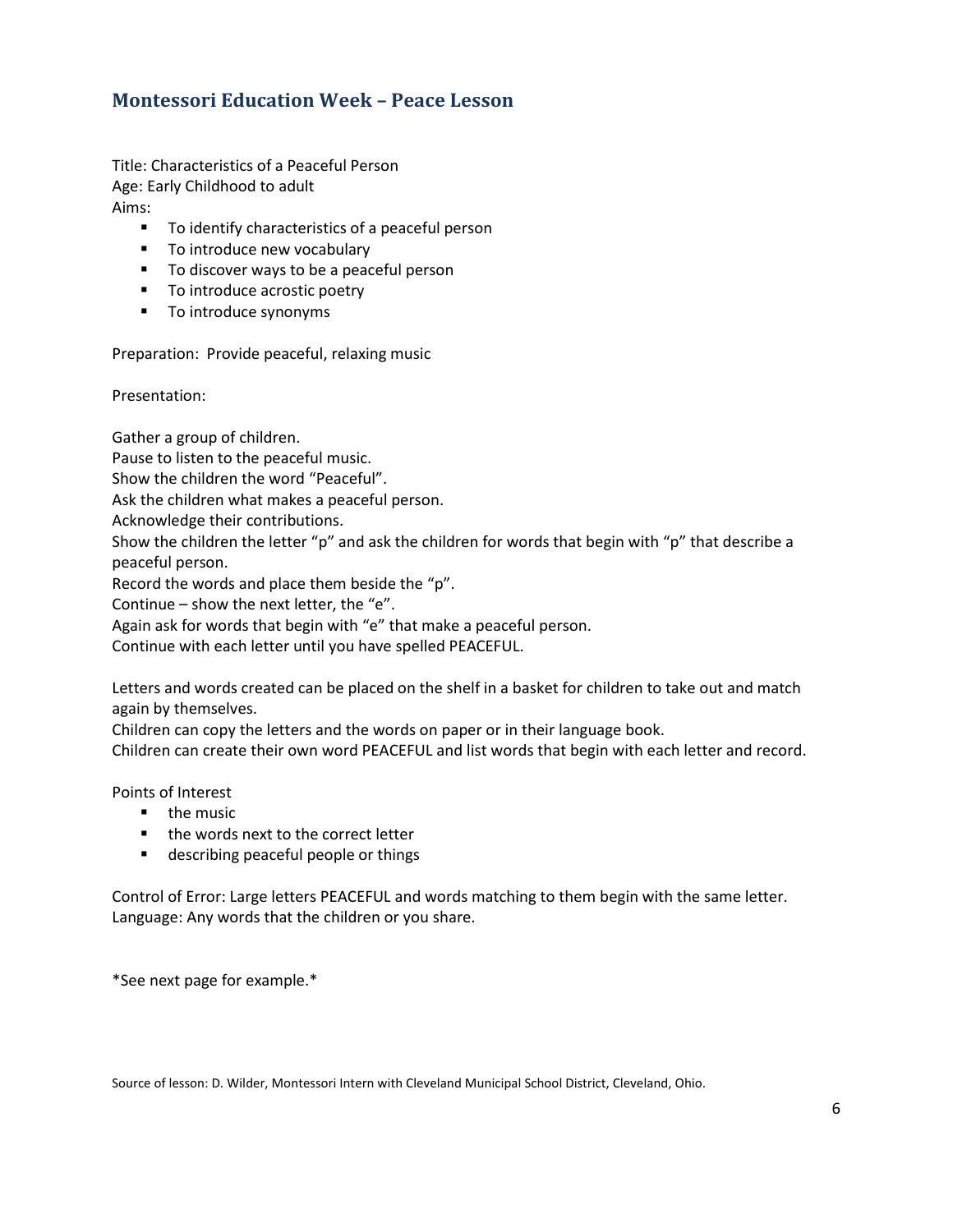## Montessori Education Week – Peace Lesson

Title: Characteristics of a Peaceful Person
Age: Early Childhood to adult
Aims:

- To identify characteristics of a peaceful person
- To introduce new vocabulary
- To discover ways to be a peaceful person
- To introduce acrostic poetry
- To introduce synonyms

Preparation: Provide peaceful, relaxing music

Presentation:

Gather a group of children.
Pause to listen to the peaceful music.
Show the children the word "Peaceful".
Ask the children what makes a peaceful person.
Acknowledge their contributions.
Show the children the letter "p" and ask the children for words that begin with "p" that describe a peaceful person.
Record the words and place them beside the "p".
Continue – show the next letter, the "e".
Again ask for words that begin with "e" that make a peaceful person.
Continue with each letter until you have spelled PEACEFUL.

Letters and words created can be placed on the shelf in a basket for children to take out and match again by themselves.
Children can copy the letters and the words on paper or in their language book.
Children can create their own word PEACEFUL and list words that begin with each letter and record.

Points of Interest

- the music
- the words next to the correct letter
- describing peaceful people or things

Control of Error: Large letters PEACEFUL and words matching to them begin with the same letter.
Language: Any words that the children or you share.

*See next page for example.*

Source of lesson: D. Wilder, Montessori Intern with Cleveland Municipal School District, Cleveland, Ohio.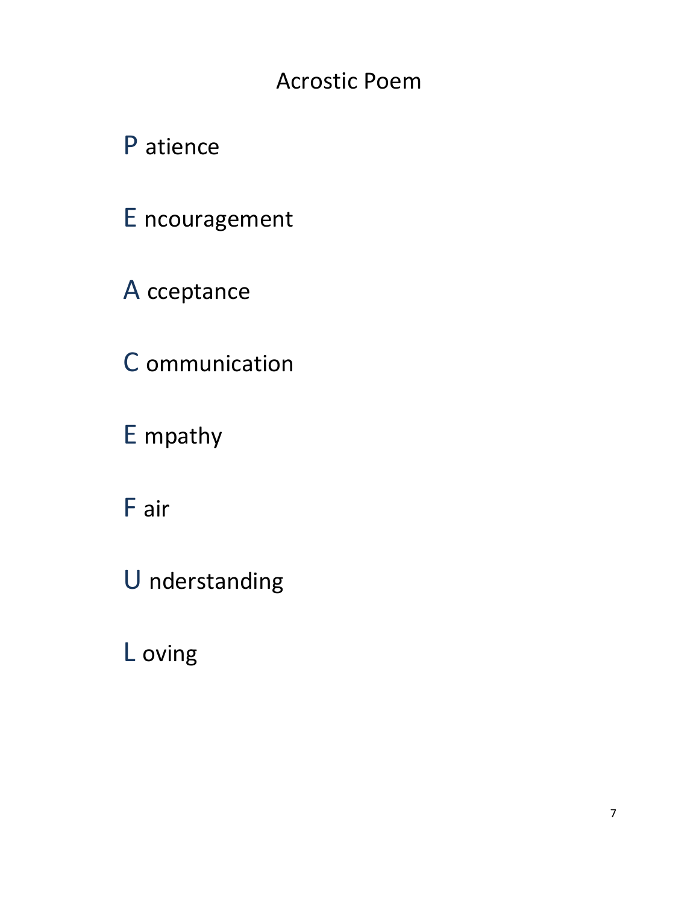# Acrostic Poem

P atience

E ncouragement

A cceptance

C ommunication

E mpathy

F air

U nderstanding

L oving